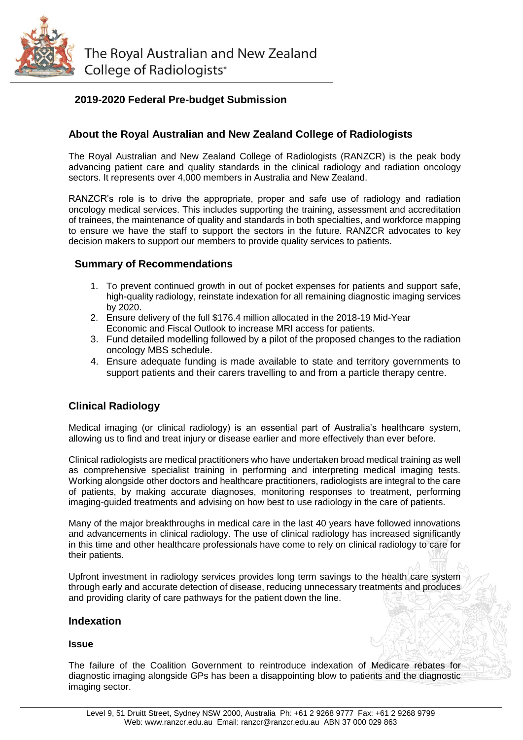The Royal Australian and New Zealand College of Radiologists®

## 2019-2020 Federal Pre-budget Submission

## About the Royal Australian and New Zealand College of Radiologists

The Royal Australian and New Zealand College of Radiologists (RANZCR) is the peak body advancing patient care and quality standards in the clinical radiology and radiation oncology sectors. It represents over 4,000 members in Australia and New Zealand.

RANZCR's role is to drive the appropriate, proper and safe use of radiology and radiation oncology medical services. This includes supporting the training, assessment and accreditation of trainees, the maintenance of quality and standards in both specialties, and workforce mapping to ensure we have the staff to support the sectors in the future. RANZCR advocates to key decision makers to support our members to provide quality services to patients.

### Summary of Recommendations

1. To prevent continued growth in out of pocket expenses for patients and support safe, high-quality radiology, reinstate indexation for all remaining diagnostic imaging services by 2020.
2. Ensure delivery of the full $176.4 million allocated in the 2018-19 Mid-Year Economic and Fiscal Outlook to increase MRI access for patients.
3. Fund detailed modelling followed by a pilot of the proposed changes to the radiation oncology MBS schedule.
4. Ensure adequate funding is made available to state and territory governments to support patients and their carers travelling to and from a particle therapy centre.

## Clinical Radiology

Medical imaging (or clinical radiology) is an essential part of Australia's healthcare system, allowing us to find and treat injury or disease earlier and more effectively than ever before.

Clinical radiologists are medical practitioners who have undertaken broad medical training as well as comprehensive specialist training in performing and interpreting medical imaging tests. Working alongside other doctors and healthcare practitioners, radiologists are integral to the care of patients, by making accurate diagnoses, monitoring responses to treatment, performing imaging-guided treatments and advising on how best to use radiology in the care of patients.

Many of the major breakthroughs in medical care in the last 40 years have followed innovations and advancements in clinical radiology. The use of clinical radiology has increased significantly in this time and other healthcare professionals have come to rely on clinical radiology to care for their patients.

Upfront investment in radiology services provides long term savings to the health care system through early and accurate detection of disease, reducing unnecessary treatments and produces and providing clarity of care pathways for the patient down the line.

### Indexation

#### Issue

The failure of the Coalition Government to reintroduce indexation of Medicare rebates for diagnostic imaging alongside GPs has been a disappointing blow to patients and the diagnostic imaging sector.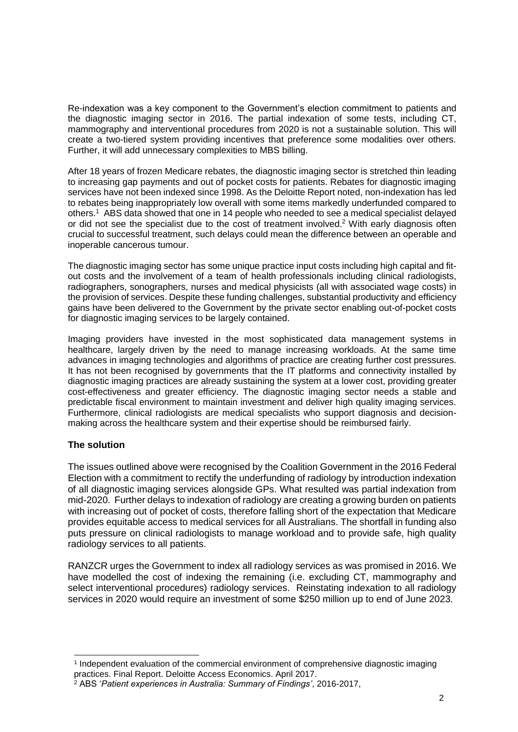Re-indexation was a key component to the Government's election commitment to patients and the diagnostic imaging sector in 2016. The partial indexation of some tests, including CT, mammography and interventional procedures from 2020 is not a sustainable solution. This will create a two-tiered system providing incentives that preference some modalities over others. Further, it will add unnecessary complexities to MBS billing.

After 18 years of frozen Medicare rebates, the diagnostic imaging sector is stretched thin leading to increasing gap payments and out of pocket costs for patients. Rebates for diagnostic imaging services have not been indexed since 1998. As the Deloitte Report noted, non-indexation has led to rebates being inappropriately low overall with some items markedly underfunded compared to others.[1] ABS data showed that one in 14 people who needed to see a medical specialist delayed or did not see the specialist due to the cost of treatment involved.[2] With early diagnosis often crucial to successful treatment, such delays could mean the difference between an operable and inoperable cancerous tumour.

The diagnostic imaging sector has some unique practice input costs including high capital and fit-out costs and the involvement of a team of health professionals including clinical radiologists, radiographers, sonographers, nurses and medical physicists (all with associated wage costs) in the provision of services. Despite these funding challenges, substantial productivity and efficiency gains have been delivered to the Government by the private sector enabling out-of-pocket costs for diagnostic imaging services to be largely contained.

Imaging providers have invested in the most sophisticated data management systems in healthcare, largely driven by the need to manage increasing workloads. At the same time advances in imaging technologies and algorithms of practice are creating further cost pressures. It has not been recognised by governments that the IT platforms and connectivity installed by diagnostic imaging practices are already sustaining the system at a lower cost, providing greater cost-effectiveness and greater efficiency. The diagnostic imaging sector needs a stable and predictable fiscal environment to maintain investment and deliver high quality imaging services. Furthermore, clinical radiologists are medical specialists who support diagnosis and decision-making across the healthcare system and their expertise should be reimbursed fairly.

### The solution

The issues outlined above were recognised by the Coalition Government in the 2016 Federal Election with a commitment to rectify the underfunding of radiology by introduction indexation of all diagnostic imaging services alongside GPs. What resulted was partial indexation from mid-2020. Further delays to indexation of radiology are creating a growing burden on patients with increasing out of pocket of costs, therefore falling short of the expectation that Medicare provides equitable access to medical services for all Australians. The shortfall in funding also puts pressure on clinical radiologists to manage workload and to provide safe, high quality radiology services to all patients.

RANZCR urges the Government to index all radiology services as was promised in 2016. We have modelled the cost of indexing the remaining (i.e. excluding CT, mammography and select interventional procedures) radiology services. Reinstating indexation to all radiology services in 2020 would require an investment of some $250 million up to end of June 2023.

---

[1] Independent evaluation of the commercial environment of comprehensive diagnostic imaging practices. Final Report. Deloitte Access Economics. April 2017.

[2] ABS '*Patient experiences in Australia: Summary of Findings*', 2016-2017,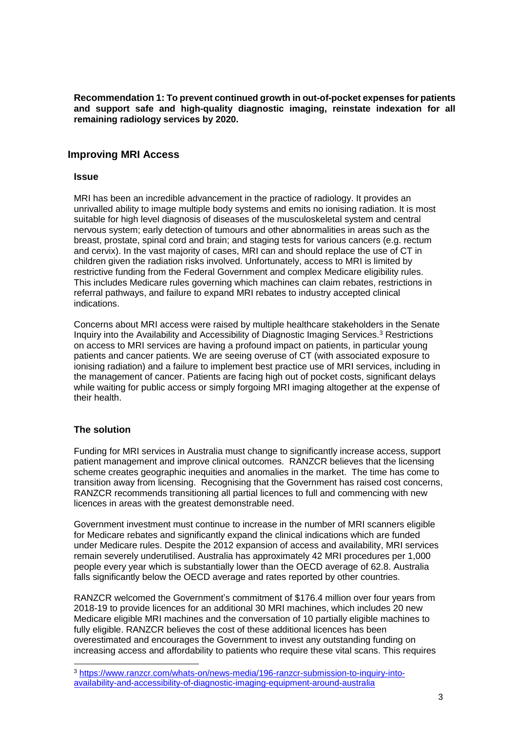**Recommendation 1: To prevent continued growth in out-of-pocket expenses for patients and support safe and high-quality diagnostic imaging, reinstate indexation for all remaining radiology services by 2020.**

## Improving MRI Access

### Issue

MRI has been an incredible advancement in the practice of radiology. It provides an unrivalled ability to image multiple body systems and emits no ionising radiation. It is most suitable for high level diagnosis of diseases of the musculoskeletal system and central nervous system; early detection of tumours and other abnormalities in areas such as the breast, prostate, spinal cord and brain; and staging tests for various cancers (e.g. rectum and cervix). In the vast majority of cases, MRI can and should replace the use of CT in children given the radiation risks involved. Unfortunately, access to MRI is limited by restrictive funding from the Federal Government and complex Medicare eligibility rules. This includes Medicare rules governing which machines can claim rebates, restrictions in referral pathways, and failure to expand MRI rebates to industry accepted clinical indications.

Concerns about MRI access were raised by multiple healthcare stakeholders in the Senate Inquiry into the Availability and Accessibility of Diagnostic Imaging Services.[3] Restrictions on access to MRI services are having a profound impact on patients, in particular young patients and cancer patients. We are seeing overuse of CT (with associated exposure to ionising radiation) and a failure to implement best practice use of MRI services, including in the management of cancer. Patients are facing high out of pocket costs, significant delays while waiting for public access or simply forgoing MRI imaging altogether at the expense of their health.

### The solution

Funding for MRI services in Australia must change to significantly increase access, support patient management and improve clinical outcomes. RANZCR believes that the licensing scheme creates geographic inequities and anomalies in the market. The time has come to transition away from licensing. Recognising that the Government has raised cost concerns, RANZCR recommends transitioning all partial licences to full and commencing with new licences in areas with the greatest demonstrable need.

Government investment must continue to increase in the number of MRI scanners eligible for Medicare rebates and significantly expand the clinical indications which are funded under Medicare rules. Despite the 2012 expansion of access and availability, MRI services remain severely underutilised. Australia has approximately 42 MRI procedures per 1,000 people every year which is substantially lower than the OECD average of 62.8. Australia falls significantly below the OECD average and rates reported by other countries.

RANZCR welcomed the Government's commitment of $176.4 million over four years from 2018-19 to provide licences for an additional 30 MRI machines, which includes 20 new Medicare eligible MRI machines and the conversation of 10 partially eligible machines to fully eligible. RANZCR believes the cost of these additional licences has been overestimated and encourages the Government to invest any outstanding funding on increasing access and affordability to patients who require these vital scans. This requires

[3] https://www.ranzcr.com/whats-on/news-media/196-ranzcr-submission-to-inquiry-into-availability-and-accessibility-of-diagnostic-imaging-equipment-around-australia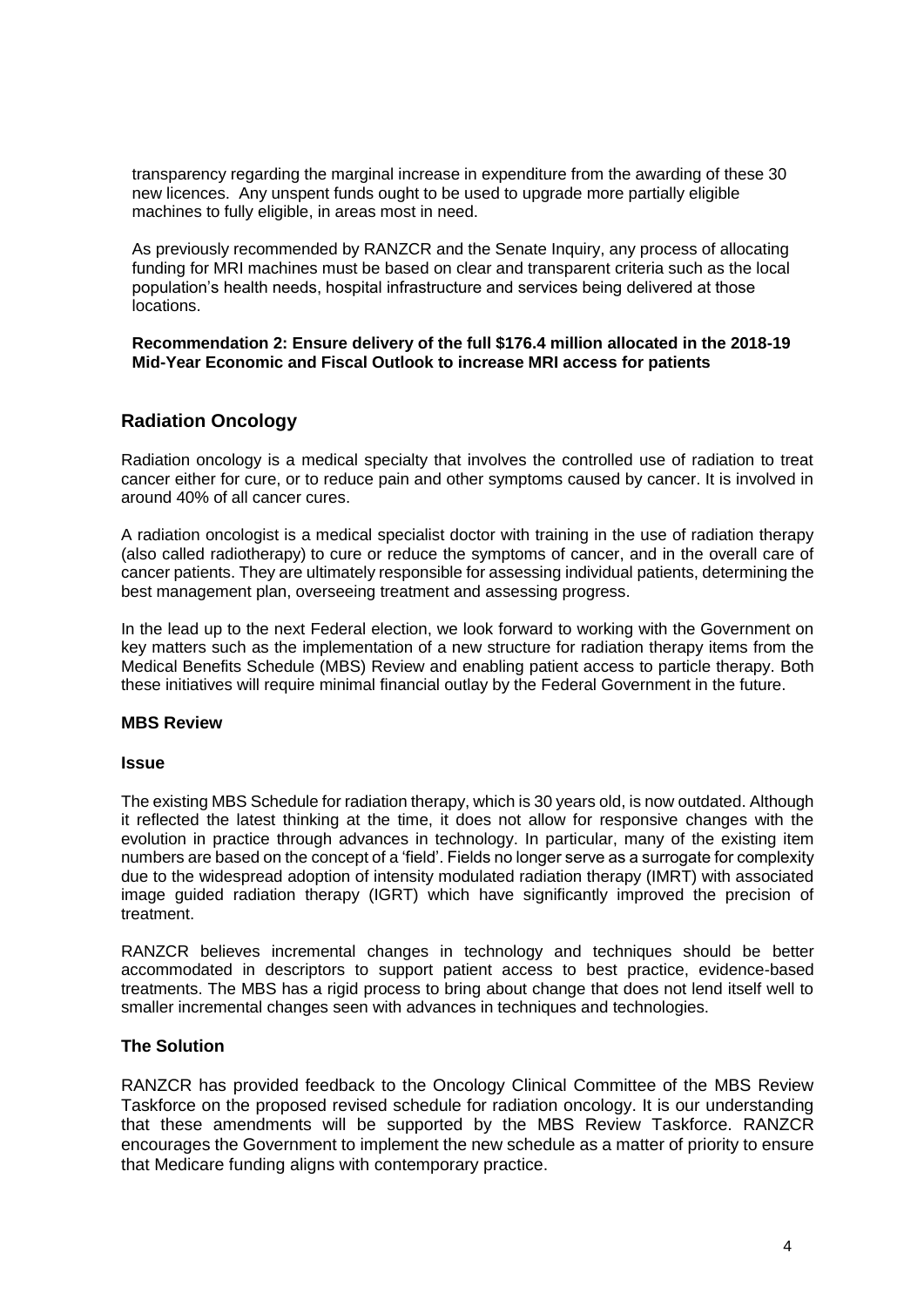transparency regarding the marginal increase in expenditure from the awarding of these 30 new licences. Any unspent funds ought to be used to upgrade more partially eligible machines to fully eligible, in areas most in need.

As previously recommended by RANZCR and the Senate Inquiry, any process of allocating funding for MRI machines must be based on clear and transparent criteria such as the local population's health needs, hospital infrastructure and services being delivered at those locations.

**Recommendation 2: Ensure delivery of the full $176.4 million allocated in the 2018-19 Mid-Year Economic and Fiscal Outlook to increase MRI access for patients**

## Radiation Oncology

Radiation oncology is a medical specialty that involves the controlled use of radiation to treat cancer either for cure, or to reduce pain and other symptoms caused by cancer. It is involved in around 40% of all cancer cures.

A radiation oncologist is a medical specialist doctor with training in the use of radiation therapy (also called radiotherapy) to cure or reduce the symptoms of cancer, and in the overall care of cancer patients. They are ultimately responsible for assessing individual patients, determining the best management plan, overseeing treatment and assessing progress.

In the lead up to the next Federal election, we look forward to working with the Government on key matters such as the implementation of a new structure for radiation therapy items from the Medical Benefits Schedule (MBS) Review and enabling patient access to particle therapy. Both these initiatives will require minimal financial outlay by the Federal Government in the future.

### MBS Review

#### Issue

The existing MBS Schedule for radiation therapy, which is 30 years old, is now outdated. Although it reflected the latest thinking at the time, it does not allow for responsive changes with the evolution in practice through advances in technology. In particular, many of the existing item numbers are based on the concept of a 'field'. Fields no longer serve as a surrogate for complexity due to the widespread adoption of intensity modulated radiation therapy (IMRT) with associated image guided radiation therapy (IGRT) which have significantly improved the precision of treatment.

RANZCR believes incremental changes in technology and techniques should be better accommodated in descriptors to support patient access to best practice, evidence-based treatments. The MBS has a rigid process to bring about change that does not lend itself well to smaller incremental changes seen with advances in techniques and technologies.

#### The Solution

RANZCR has provided feedback to the Oncology Clinical Committee of the MBS Review Taskforce on the proposed revised schedule for radiation oncology. It is our understanding that these amendments will be supported by the MBS Review Taskforce. RANZCR encourages the Government to implement the new schedule as a matter of priority to ensure that Medicare funding aligns with contemporary practice.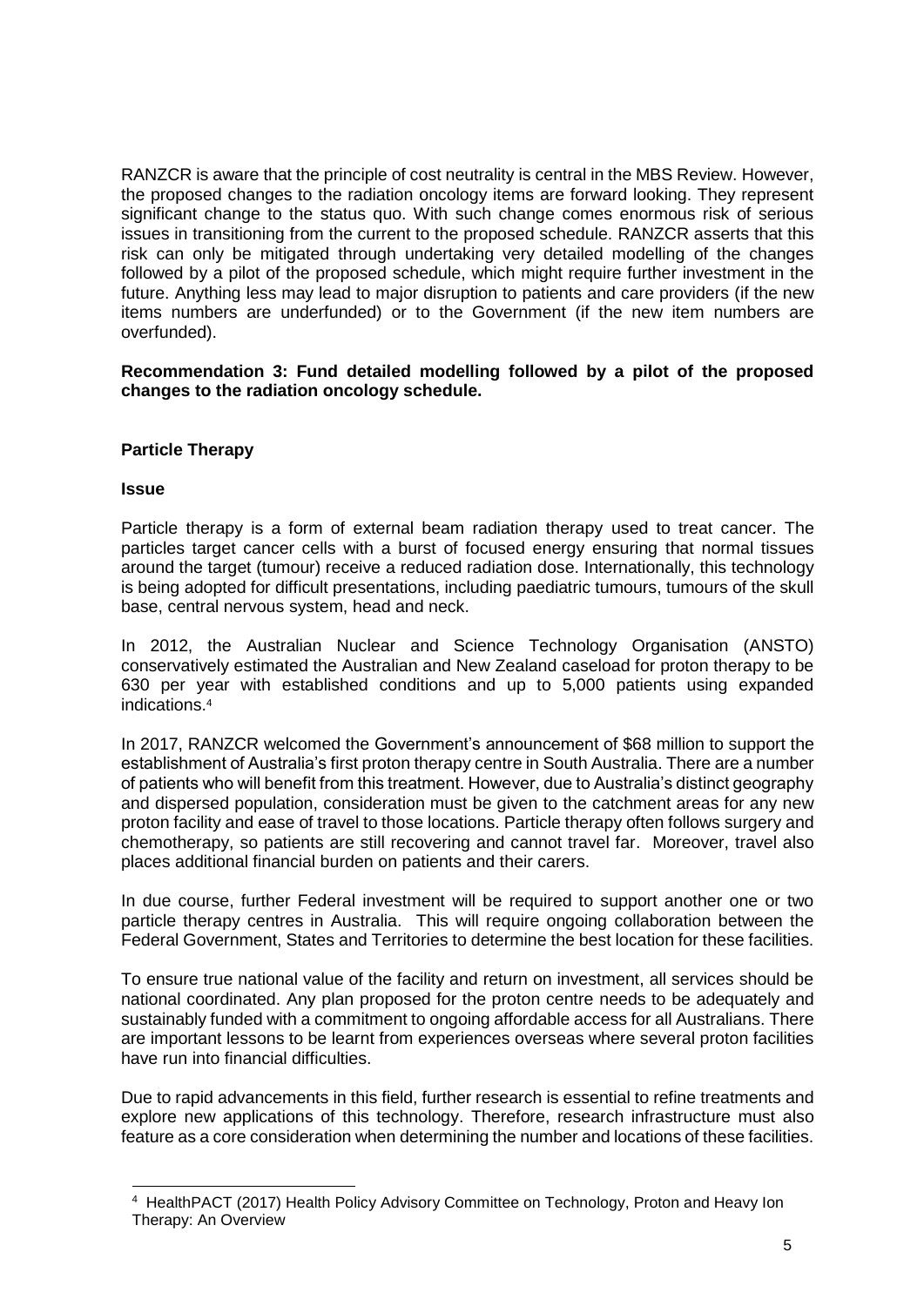RANZCR is aware that the principle of cost neutrality is central in the MBS Review. However, the proposed changes to the radiation oncology items are forward looking. They represent significant change to the status quo. With such change comes enormous risk of serious issues in transitioning from the current to the proposed schedule. RANZCR asserts that this risk can only be mitigated through undertaking very detailed modelling of the changes followed by a pilot of the proposed schedule, which might require further investment in the future. Anything less may lead to major disruption to patients and care providers (if the new items numbers are underfunded) or to the Government (if the new item numbers are overfunded).

**Recommendation 3: Fund detailed modelling followed by a pilot of the proposed changes to the radiation oncology schedule.**

## Particle Therapy

### Issue

Particle therapy is a form of external beam radiation therapy used to treat cancer. The particles target cancer cells with a burst of focused energy ensuring that normal tissues around the target (tumour) receive a reduced radiation dose. Internationally, this technology is being adopted for difficult presentations, including paediatric tumours, tumours of the skull base, central nervous system, head and neck.

In 2012, the Australian Nuclear and Science Technology Organisation (ANSTO) conservatively estimated the Australian and New Zealand caseload for proton therapy to be 630 per year with established conditions and up to 5,000 patients using expanded indications.[4]

In 2017, RANZCR welcomed the Government's announcement of $68 million to support the establishment of Australia's first proton therapy centre in South Australia. There are a number of patients who will benefit from this treatment. However, due to Australia's distinct geography and dispersed population, consideration must be given to the catchment areas for any new proton facility and ease of travel to those locations. Particle therapy often follows surgery and chemotherapy, so patients are still recovering and cannot travel far. Moreover, travel also places additional financial burden on patients and their carers.

In due course, further Federal investment will be required to support another one or two particle therapy centres in Australia. This will require ongoing collaboration between the Federal Government, States and Territories to determine the best location for these facilities.

To ensure true national value of the facility and return on investment, all services should be national coordinated. Any plan proposed for the proton centre needs to be adequately and sustainably funded with a commitment to ongoing affordable access for all Australians. There are important lessons to be learnt from experiences overseas where several proton facilities have run into financial difficulties.

Due to rapid advancements in this field, further research is essential to refine treatments and explore new applications of this technology. Therefore, research infrastructure must also feature as a core consideration when determining the number and locations of these facilities.

[4] HealthPACT (2017) Health Policy Advisory Committee on Technology, Proton and Heavy Ion Therapy: An Overview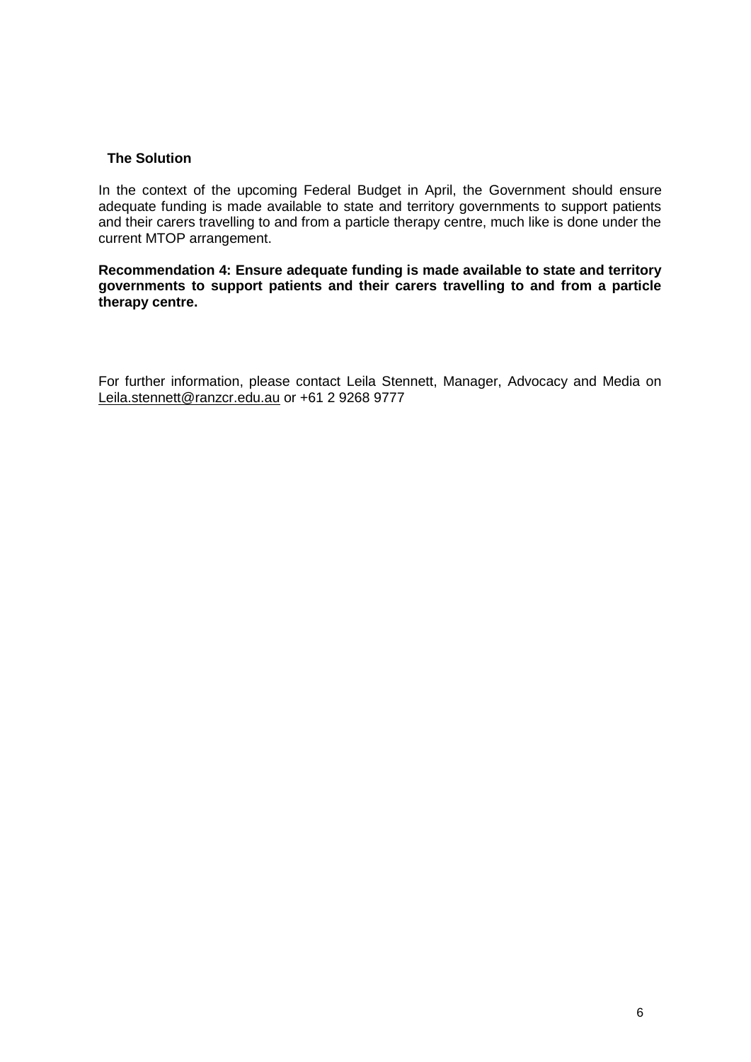## The Solution

In the context of the upcoming Federal Budget in April, the Government should ensure adequate funding is made available to state and territory governments to support patients and their carers travelling to and from a particle therapy centre, much like is done under the current MTOP arrangement.

**Recommendation 4: Ensure adequate funding is made available to state and territory governments to support patients and their carers travelling to and from a particle therapy centre.**

For further information, please contact Leila Stennett, Manager, Advocacy and Media on Leila.stennett@ranzcr.edu.au or +61 2 9268 9777